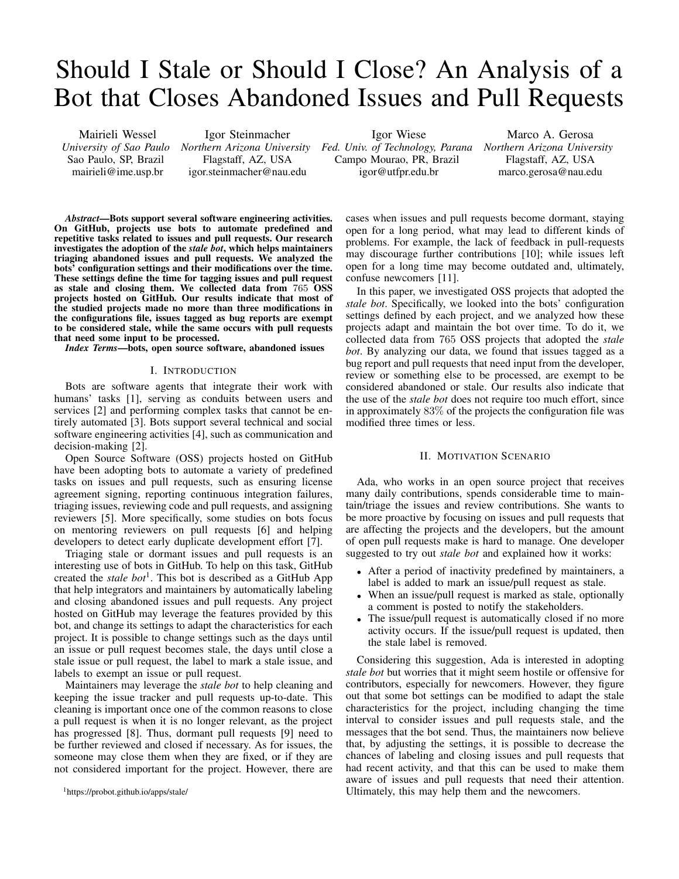# Should I Stale or Should I Close? An Analysis of a Bot that Closes Abandoned Issues and Pull Requests

Mairieli Wessel
*University of Sao Paulo*
Sao Paulo, SP, Brazil
mairieli@ime.usp.br

Igor Steinmacher
*Northern Arizona University*
Flagstaff, AZ, USA
igor.steinmacher@nau.edu

Igor Wiese
*Fed. Univ. of Technology, Parana*
Campo Mourao, PR, Brazil
igor@utfpr.edu.br

Marco A. Gerosa
*Northern Arizona University*
Flagstaff, AZ, USA
marco.gerosa@nau.edu

***Abstract*—Bots support several software engineering activities. On GitHub, projects use bots to automate predefined and repetitive tasks related to issues and pull requests. Our research investigates the adoption of the *stale bot*, which helps maintainers triaging abandoned issues and pull requests. We analyzed the bots' configuration settings and their modifications over the time. These settings define the time for tagging issues and pull request as stale and closing them. We collected data from 765 OSS projects hosted on GitHub. Our results indicate that most of the studied projects made no more than three modifications in the configurations file, issues tagged as bug reports are exempt to be considered stale, while the same occurs with pull requests that need some input to be processed.**

***Index Terms*—bots, open source software, abandoned issues**

## I. Introduction

Bots are software agents that integrate their work with humans' tasks [1], serving as conduits between users and services [2] and performing complex tasks that cannot be entirely automated [3]. Bots support several technical and social software engineering activities [4], such as communication and decision-making [2].

Open Source Software (OSS) projects hosted on GitHub have been adopting bots to automate a variety of predefined tasks on issues and pull requests, such as ensuring license agreement signing, reporting continuous integration failures, triaging issues, reviewing code and pull requests, and assigning reviewers [5]. More specifically, some studies on bots focus on mentoring reviewers on pull requests [6] and helping developers to detect early duplicate development effort [7].

Triaging stale or dormant issues and pull requests is an interesting use of bots in GitHub. To help on this task, GitHub created the *stale bot*[1]. This bot is described as a GitHub App that help integrators and maintainers by automatically labeling and closing abandoned issues and pull requests. Any project hosted on GitHub may leverage the features provided by this bot, and change its settings to adapt the characteristics for each project. It is possible to change settings such as the days until an issue or pull request becomes stale, the days until close a stale issue or pull request, the label to mark a stale issue, and labels to exempt an issue or pull request.

Maintainers may leverage the *stale bot* to help cleaning and keeping the issue tracker and pull requests up-to-date. This cleaning is important once one of the common reasons to close a pull request is when it is no longer relevant, as the project has progressed [8]. Thus, dormant pull requests [9] need to be further reviewed and closed if necessary. As for issues, the someone may close them when they are fixed, or if they are not considered important for the project. However, there are cases when issues and pull requests become dormant, staying open for a long period, what may lead to different kinds of problems. For example, the lack of feedback in pull-requests may discourage further contributions [10]; while issues left open for a long time may become outdated and, ultimately, confuse newcomers [11].

In this paper, we investigated OSS projects that adopted the *stale bot*. Specifically, we looked into the bots' configuration settings defined by each project, and we analyzed how these projects adapt and maintain the bot over time. To do it, we collected data from 765 OSS projects that adopted the *stale bot*. By analyzing our data, we found that issues tagged as a bug report and pull requests that need input from the developer, review or something else to be processed, are exempt to be considered abandoned or stale. Our results also indicate that the use of the *stale bot* does not require too much effort, since in approximately 83% of the projects the configuration file was modified three times or less.

## II. Motivation Scenario

Ada, who works in an open source project that receives many daily contributions, spends considerable time to maintain/triage the issues and review contributions. She wants to be more proactive by focusing on issues and pull requests that are affecting the projects and the developers, but the amount of open pull requests make is hard to manage. One developer suggested to try out *stale bot* and explained how it works:

- After a period of inactivity predefined by maintainers, a label is added to mark an issue/pull request as stale.
- When an issue/pull request is marked as stale, optionally a comment is posted to notify the stakeholders.
- The issue/pull request is automatically closed if no more activity occurs. If the issue/pull request is updated, then the stale label is removed.

Considering this suggestion, Ada is interested in adopting *stale bot* but worries that it might seem hostile or offensive for contributors, especially for newcomers. However, they figure out that some bot settings can be modified to adapt the stale characteristics for the project, including changing the time interval to consider issues and pull requests stale, and the messages that the bot send. Thus, the maintainers now believe that, by adjusting the settings, it is possible to decrease the chances of labeling and closing issues and pull requests that had recent activity, and that this can be used to make them aware of issues and pull requests that need their attention. Ultimately, this may help them and the newcomers.

[1] https://probot.github.io/apps/stale/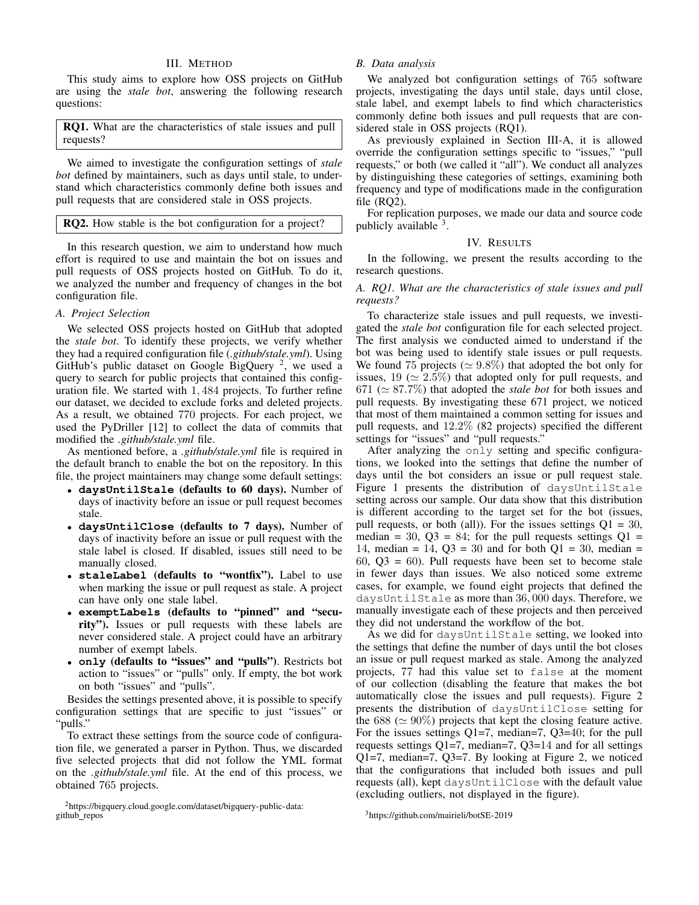## III. METHOD

This study aims to explore how OSS projects on GitHub are using the *stale bot*, answering the following research questions:

**RQ1.** What are the characteristics of stale issues and pull requests?

We aimed to investigate the configuration settings of *stale bot* defined by maintainers, such as days until stale, to understand which characteristics commonly define both issues and pull requests that are considered stale in OSS projects.

**RQ2.** How stable is the bot configuration for a project?

In this research question, we aim to understand how much effort is required to use and maintain the bot on issues and pull requests of OSS projects hosted on GitHub. To do it, we analyzed the number and frequency of changes in the bot configuration file.

### A. Project Selection

We selected OSS projects hosted on GitHub that adopted the *stale bot*. To identify these projects, we verify whether they had a required configuration file (*.github/stale.yml*). Using GitHub's public dataset on Google BigQuery [2], we used a query to search for public projects that contained this configuration file. We started with $1,484$ projects. To further refine our dataset, we decided to exclude forks and deleted projects. As a result, we obtained 770 projects. For each project, we used the PyDriller [12] to collect the data of commits that modified the *.github/stale.yml* file.

As mentioned before, a *.github/stale.yml* file is required in the default branch to enable the bot on the repository. In this file, the project maintainers may change some default settings:

- **`daysUntilStale` (defaults to 60 days).** Number of days of inactivity before an issue or pull request becomes stale.
- **`daysUntilClose` (defaults to 7 days).** Number of days of inactivity before an issue or pull request with the stale label is closed. If disabled, issues still need to be manually closed.
- **`staleLabel` (defaults to "wontfix").** Label to use when marking the issue or pull request as stale. A project can have only one stale label.
- **`exemptLabels` (defaults to "pinned" and "security").** Issues or pull requests with these labels are never considered stale. A project could have an arbitrary number of exempt labels.
- **`only` (defaults to "issues" and "pulls")**. Restricts bot action to "issues" or "pulls" only. If empty, the bot work on both "issues" and "pulls".

Besides the settings presented above, it is possible to specify configuration settings that are specific to just "issues" or "pulls."

To extract these settings from the source code of configuration file, we generated a parser in Python. Thus, we discarded five selected projects that did not follow the YML format on the *.github/stale.yml* file. At the end of this process, we obtained 765 projects.

[2]https://bigquery.cloud.google.com/dataset/bigquery-public-data:github_repos

### B. Data analysis

We analyzed bot configuration settings of 765 software projects, investigating the days until stale, days until close, stale label, and exempt labels to find which characteristics commonly define both issues and pull requests that are considered stale in OSS projects (RQ1).

As previously explained in Section III-A, it is allowed override the configuration settings specific to "issues," "pull requests," or both (we called it "all"). We conduct all analyzes by distinguishing these categories of settings, examining both frequency and type of modifications made in the configuration file (RQ2).

For replication purposes, we made our data and source code publicly available [3].

## IV. RESULTS

In the following, we present the results according to the research questions.

### A. RQ1. What are the characteristics of stale issues and pull requests?

To characterize stale issues and pull requests, we investigated the *stale bot* configuration file for each selected project. The first analysis we conducted aimed to understand if the bot was being used to identify stale issues or pull requests. We found 75 projects ($\simeq 9.8\%$) that adopted the bot only for issues, 19 ($\simeq 2.5\%$) that adopted only for pull requests, and 671 ($\simeq 87.7\%$) that adopted the *stale bot* for both issues and pull requests. By investigating these 671 project, we noticed that most of them maintained a common setting for issues and pull requests, and $12.2\%$ (82 projects) specified the different settings for "issues" and "pull requests."

After analyzing the `only` setting and specific configurations, we looked into the settings that define the number of days until the bot considers an issue or pull request stale. Figure 1 presents the distribution of `daysUntilStale` setting across our sample. Our data show that this distribution is different according to the target set for the bot (issues, pull requests, or both (all)). For the issues settings Q1 = 30, median = 30, Q3 = 84; for the pull requests settings Q1 = 14, median = 14, Q3 = 30 and for both Q1 = 30, median = 60, Q3 = 60). Pull requests have been set to become stale in fewer days than issues. We also noticed some extreme cases, for example, we found eight projects that defined the `daysUntilStale` as more than $36,000$ days. Therefore, we manually investigate each of these projects and then perceived they did not understand the workflow of the bot.

As we did for `daysUntilStale` setting, we looked into the settings that define the number of days until the bot closes an issue or pull request marked as stale. Among the analyzed projects, 77 had this value set to `false` at the moment of our collection (disabling the feature that makes the bot automatically close the issues and pull requests). Figure 2 presents the distribution of `daysUntilClose` setting for the 688 ($\simeq 90\%$) projects that kept the closing feature active. For the issues settings Q1=7, median=7, Q3=40; for the pull requests settings Q1=7, median=7, Q3=14 and for all settings Q1=7, median=7, Q3=7. By looking at Figure 2, we noticed that the configurations that included both issues and pull requests (all), kept `daysUntilClose` with the default value (excluding outliers, not displayed in the figure).

[3]https://github.com/mairieli/botSE-2019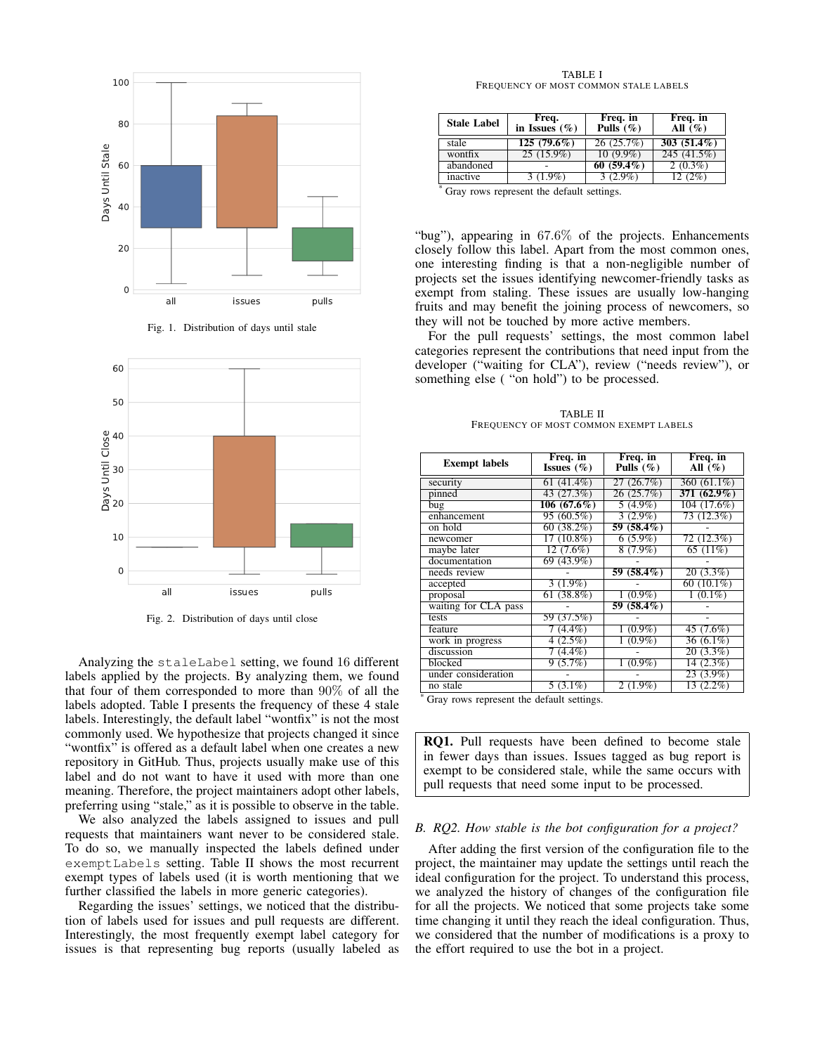Fig. 1. Distribution of days until stale

Fig. 2. Distribution of days until close

Analyzing the `staleLabel` setting, we found 16 different labels applied by the projects. By analyzing them, we found that four of them corresponded to more than 90% of all the labels adopted. Table I presents the frequency of these 4 stale labels. Interestingly, the default label "wontfix" is not the most commonly used. We hypothesize that projects changed it since "wontfix" is offered as a default label when one creates a new repository in GitHub. Thus, projects usually make use of this label and do not want to have it used with more than one meaning. Therefore, the project maintainers adopt other labels, preferring using "stale," as it is possible to observe in the table.

We also analyzed the labels assigned to issues and pull requests that maintainers want never to be considered stale. To do so, we manually inspected the labels defined under `exemptLabels` setting. Table II shows the most recurrent exempt types of labels used (it is worth mentioning that we further classified the labels in more generic categories).

Regarding the issues' settings, we noticed that the distribution of labels used for issues and pull requests are different. Interestingly, the most frequently exempt label category for issues is that representing bug reports (usually labeled as "bug"), appearing in 67.6% of the projects. Enhancements closely follow this label. Apart from the most common ones, one interesting finding is that a non-negligible number of projects set the issues identifying newcomer-friendly tasks as exempt from staling. These issues are usually low-hanging fruits and may benefit the joining process of newcomers, so they will not be touched by more active members.

For the pull requests' settings, the most common label categories represent the contributions that need input from the developer ("waiting for CLA"), review ("needs review"), or something else ( "on hold") to be processed.

TABLE I
FREQUENCY OF MOST COMMON STALE LABELS

| Stale Label | Freq. in Issues (%) | Freq. in Pulls (%) | Freq. in All (%) |
|---|---|---|---|
| stale | **125 (79.6%)** | 26 (25.7%) | **303 (51.4%)** |
| wontfix | 25 (15.9%) | 10 (9.9%) | 245 (41.5%) |
| abandoned | - | **60 (59.4%)** | 2 (0.3%) |
| inactive | 3 (1.9%) | 3 (2.9%) | 12 (2%) |

* Gray rows represent the default settings.

TABLE II
FREQUENCY OF MOST COMMON EXEMPT LABELS

| Exempt labels | Freq. in Issues (%) | Freq. in Pulls (%) | Freq. in All (%) |
|---|---|---|---|
| security | 61 (41.4%) | 27 (26.7%) | 360 (61.1%) |
| pinned | 43 (27.3%) | 26 (25.7%) | **371 (62.9%)** |
| bug | **106 (67.6%)** | 5 (4.9%) | 104 (17.6%) |
| enhancement | 95 (60.5%) | 3 (2.9%) | 73 (12.3%) |
| on hold | 60 (38.2%) | **59 (58.4%)** | - |
| newcomer | 17 (10.8%) | 6 (5.9%) | 72 (12.3%) |
| maybe later | 12 (7.6%) | 8 (7.9%) | 65 (11%) |
| documentation | 69 (43.9%) | - | - |
| needs review | - | **59 (58.4%)** | 20 (3.3%) |
| accepted | 3 (1.9%) | - | 60 (10.1%) |
| proposal | 61 (38.8%) | 1 (0.9%) | 1 (0.1%) |
| waiting for CLA pass | - | **59 (58.4%)** | - |
| tests | 59 (37.5%) | - | - |
| feature | 7 (4.4%) | 1 (0.9%) | 45 (7.6%) |
| work in progress | 4 (2.5%) | 1 (0.9%) | 36 (6.1%) |
| discussion | 7 (4.4%) | - | 20 (3.3%) |
| blocked | 9 (5.7%) | 1 (0.9%) | 14 (2.3%) |
| under consideration | - | - | 23 (3.9%) |
| no stale | 5 (3.1%) | 2 (1.9%) | 13 (2.2%) |

* Gray rows represent the default settings.

> **RQ1.** Pull requests have been defined to become stale in fewer days than issues. Issues tagged as bug report is exempt to be considered stale, while the same occurs with pull requests that need some input to be processed.

### B. RQ2. How stable is the bot configuration for a project?

After adding the first version of the configuration file to the project, the maintainer may update the settings until reach the ideal configuration for the project. To understand this process, we analyzed the history of changes of the configuration file for all the projects. We noticed that some projects take some time changing it until they reach the ideal configuration. Thus, we considered that the number of modifications is a proxy to the effort required to use the bot in a project.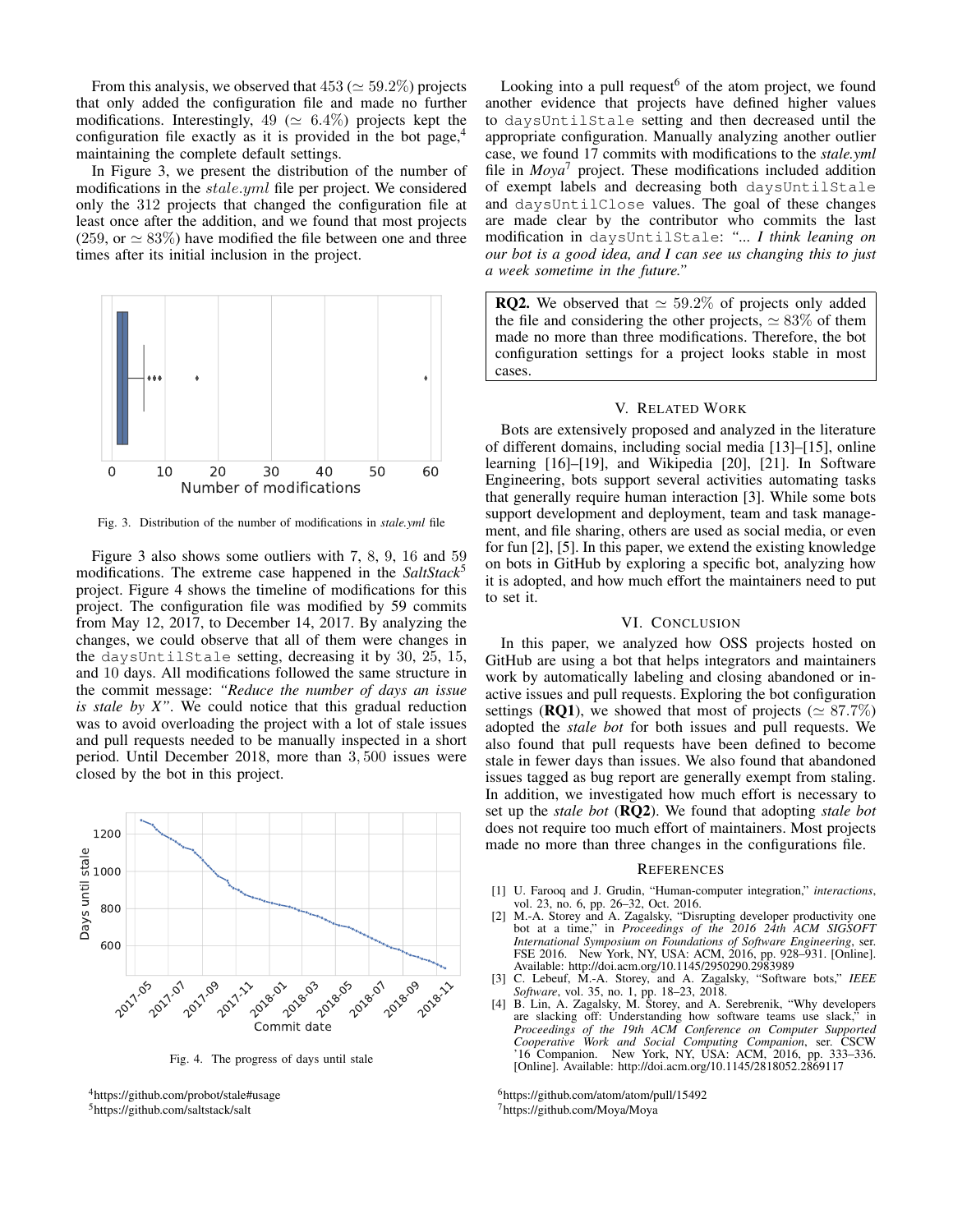From this analysis, we observed that 453 ($\simeq 59.2\%$) projects that only added the configuration file and made no further modifications. Interestingly, 49 ($\simeq 6.4\%$) projects kept the configuration file exactly as it is provided in the bot page,[4] maintaining the complete default settings.

In Figure 3, we present the distribution of the number of modifications in the $stale.yml$ file per project. We considered only the 312 projects that changed the configuration file at least once after the addition, and we found that most projects (259, or $\simeq 83\%$) have modified the file between one and three times after its initial inclusion in the project.

Fig. 3. Distribution of the number of modifications in *stale.yml* file

Figure 3 also shows some outliers with 7, 8, 9, 16 and 59 modifications. The extreme case happened in the *SaltStack*[5] project. Figure 4 shows the timeline of modifications for this project. The configuration file was modified by 59 commits from May 12, 2017, to December 14, 2017. By analyzing the changes, we could observe that all of them were changes in the `daysUntilStale` setting, decreasing it by 30, 25, 15, and 10 days. All modifications followed the same structure in the commit message: *"Reduce the number of days an issue is stale by X"*. We could notice that this gradual reduction was to avoid overloading the project with a lot of stale issues and pull requests needed to be manually inspected in a short period. Until December 2018, more than 3,500 issues were closed by the bot in this project.

Fig. 4. The progress of days until stale

[4]https://github.com/probot/stale#usage

[5]https://github.com/saltstack/salt

Looking into a pull request[6] of the atom project, we found another evidence that projects have defined higher values to `daysUntilStale` setting and then decreased until the appropriate configuration. Manually analyzing another outlier case, we found 17 commits with modifications to the *stale.yml* file in *Moya*[7] project. These modifications included addition of exempt labels and decreasing both `daysUntilStale` and `daysUntilClose` values. The goal of these changes are made clear by the contributor who commits the last modification in `daysUntilStale`: *"... I think leaning on our bot is a good idea, and I can see us changing this to just a week sometime in the future."*

> **RQ2.** We observed that $\simeq 59.2\%$ of projects only added the file and considering the other projects, $\simeq 83\%$ of them made no more than three modifications. Therefore, the bot configuration settings for a project looks stable in most cases.

## V. Related Work

Bots are extensively proposed and analyzed in the literature of different domains, including social media [13]–[15], online learning [16]–[19], and Wikipedia [20], [21]. In Software Engineering, bots support several activities automating tasks that generally require human interaction [3]. While some bots support development and deployment, team and task management, and file sharing, others are used as social media, or even for fun [2], [5]. In this paper, we extend the existing knowledge on bots in GitHub by exploring a specific bot, analyzing how it is adopted, and how much effort the maintainers need to put to set it.

## VI. Conclusion

In this paper, we analyzed how OSS projects hosted on GitHub are using a bot that helps integrators and maintainers work by automatically labeling and closing abandoned or inactive issues and pull requests. Exploring the bot configuration settings (**RQ1**), we showed that most of projects ($\simeq 87.7\%$) adopted the *stale bot* for both issues and pull requests. We also found that pull requests have been defined to become stale in fewer days than issues. We also found that abandoned issues tagged as bug report are generally exempt from staling. In addition, we investigated how much effort is necessary to set up the *stale bot* (**RQ2**). We found that adopting *stale bot* does not require too much effort of maintainers. Most projects made no more than three changes in the configurations file.

## References

[1] U. Farooq and J. Grudin, "Human-computer integration," *interactions*, vol. 23, no. 6, pp. 26–32, Oct. 2016.

[2] M.-A. Storey and A. Zagalsky, "Disrupting developer productivity one bot at a time," in *Proceedings of the 2016 24th ACM SIGSOFT International Symposium on Foundations of Software Engineering*, ser. FSE 2016. New York, NY, USA: ACM, 2016, pp. 928–931. [Online]. Available: http://doi.acm.org/10.1145/2950290.2983989

[3] C. Lebeuf, M.-A. Storey, and A. Zagalsky, "Software bots," *IEEE Software*, vol. 35, no. 1, pp. 18–23, 2018.

[4] B. Lin, A. Zagalsky, M. Storey, and A. Serebrenik, "Why developers are slacking off: Understanding how software teams use slack," in *Proceedings of the 19th ACM Conference on Computer Supported Cooperative Work and Social Computing Companion*, ser. CSCW '16 Companion. New York, NY, USA: ACM, 2016, pp. 333–336. [Online]. Available: http://doi.acm.org/10.1145/2818052.2869117

[6]https://github.com/atom/atom/pull/15492

[7]https://github.com/Moya/Moya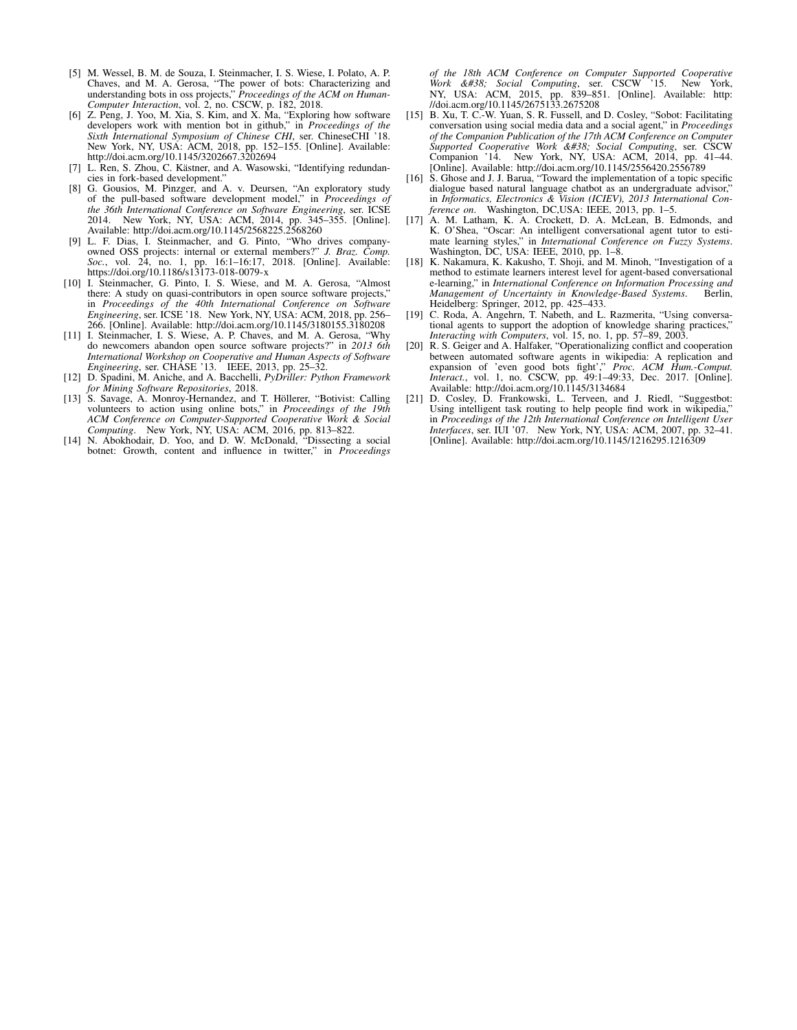[5] M. Wessel, B. M. de Souza, I. Steinmacher, I. S. Wiese, I. Polato, A. P. Chaves, and M. A. Gerosa, "The power of bots: Characterizing and understanding bots in oss projects," *Proceedings of the ACM on Human-Computer Interaction*, vol. 2, no. CSCW, p. 182, 2018.

[6] Z. Peng, J. Yoo, M. Xia, S. Kim, and X. Ma, "Exploring how software developers work with mention bot in github," in *Proceedings of the Sixth International Symposium of Chinese CHI*, ser. ChineseCHI '18. New York, NY, USA: ACM, 2018, pp. 152–155. [Online]. Available: http://doi.acm.org/10.1145/3202667.3202694

[7] L. Ren, S. Zhou, C. Kästner, and A. Wasowski, "Identifying redundancies in fork-based development."

[8] G. Gousios, M. Pinzger, and A. v. Deursen, "An exploratory study of the pull-based software development model," in *Proceedings of the 36th International Conference on Software Engineering*, ser. ICSE 2014. New York, NY, USA: ACM, 2014, pp. 345–355. [Online]. Available: http://doi.acm.org/10.1145/2568225.2568260

[9] L. F. Dias, I. Steinmacher, and G. Pinto, "Who drives company-owned OSS projects: internal or external members?" *J. Braz. Comp. Soc.*, vol. 24, no. 1, pp. 16:1–16:17, 2018. [Online]. Available: https://doi.org/10.1186/s13173-018-0079-x

[10] I. Steinmacher, G. Pinto, I. S. Wiese, and M. A. Gerosa, "Almost there: A study on quasi-contributors in open source software projects," in *Proceedings of the 40th International Conference on Software Engineering*, ser. ICSE '18. New York, NY, USA: ACM, 2018, pp. 256–266. [Online]. Available: http://doi.acm.org/10.1145/3180155.3180208

[11] I. Steinmacher, I. S. Wiese, A. P. Chaves, and M. A. Gerosa, "Why do newcomers abandon open source software projects?" in *2013 6th International Workshop on Cooperative and Human Aspects of Software Engineering*, ser. CHASE '13. IEEE, 2013, pp. 25–32.

[12] D. Spadini, M. Aniche, and A. Bacchelli, *PyDriller: Python Framework for Mining Software Repositories*, 2018.

[13] S. Savage, A. Monroy-Hernandez, and T. Höllerer, "Botivist: Calling volunteers to action using online bots," in *Proceedings of the 19th ACM Conference on Computer-Supported Cooperative Work & Social Computing*. New York, NY, USA: ACM, 2016, pp. 813–822.

[14] N. Abokhodair, D. Yoo, and D. W. McDonald, "Dissecting a social botnet: Growth, content and influence in twitter," in *Proceedings of the 18th ACM Conference on Computer Supported Cooperative Work &#38; Social Computing*, ser. CSCW '15. New York, NY, USA: ACM, 2015, pp. 839–851. [Online]. Available: http://doi.acm.org/10.1145/2675133.2675208

[15] B. Xu, T. C.-W. Yuan, S. R. Fussell, and D. Cosley, "Sobot: Facilitating conversation using social media data and a social agent," in *Proceedings of the Companion Publication of the 17th ACM Conference on Computer Supported Cooperative Work &#38; Social Computing*, ser. CSCW Companion '14. New York, NY, USA: ACM, 2014, pp. 41–44. [Online]. Available: http://doi.acm.org/10.1145/2556420.2556789

[16] S. Ghose and J. J. Barua, "Toward the implementation of a topic specific dialogue based natural language chatbot as an undergraduate advisor," in *Informatics, Electronics & Vision (ICIEV), 2013 International Conference on*. Washington, DC,USA: IEEE, 2013, pp. 1–5.

[17] A. M. Latham, K. A. Crockett, D. A. McLean, B. Edmonds, and K. O'Shea, "Oscar: An intelligent conversational agent tutor to estimate learning styles," in *International Conference on Fuzzy Systems*. Washington, DC, USA: IEEE, 2010, pp. 1–8.

[18] K. Nakamura, K. Kakusho, T. Shoji, and M. Minoh, "Investigation of a method to estimate learners interest level for agent-based conversational e-learning," in *International Conference on Information Processing and Management of Uncertainty in Knowledge-Based Systems*. Berlin, Heidelberg: Springer, 2012, pp. 425–433.

[19] C. Roda, A. Angehrn, T. Nabeth, and L. Razmerita, "Using conversational agents to support the adoption of knowledge sharing practices," *Interacting with Computers*, vol. 15, no. 1, pp. 57–89, 2003.

[20] R. S. Geiger and A. Halfaker, "Operationalizing conflict and cooperation between automated software agents in wikipedia: A replication and expansion of 'even good bots fight'," *Proc. ACM Hum.-Comput. Interact.*, vol. 1, no. CSCW, pp. 49:1–49:33, Dec. 2017. [Online]. Available: http://doi.acm.org/10.1145/3134684

[21] D. Cosley, D. Frankowski, L. Terveen, and J. Riedl, "Suggestbot: Using intelligent task routing to help people find work in wikipedia," in *Proceedings of the 12th International Conference on Intelligent User Interfaces*, ser. IUI '07. New York, NY, USA: ACM, 2007, pp. 32–41. [Online]. Available: http://doi.acm.org/10.1145/1216295.1216309